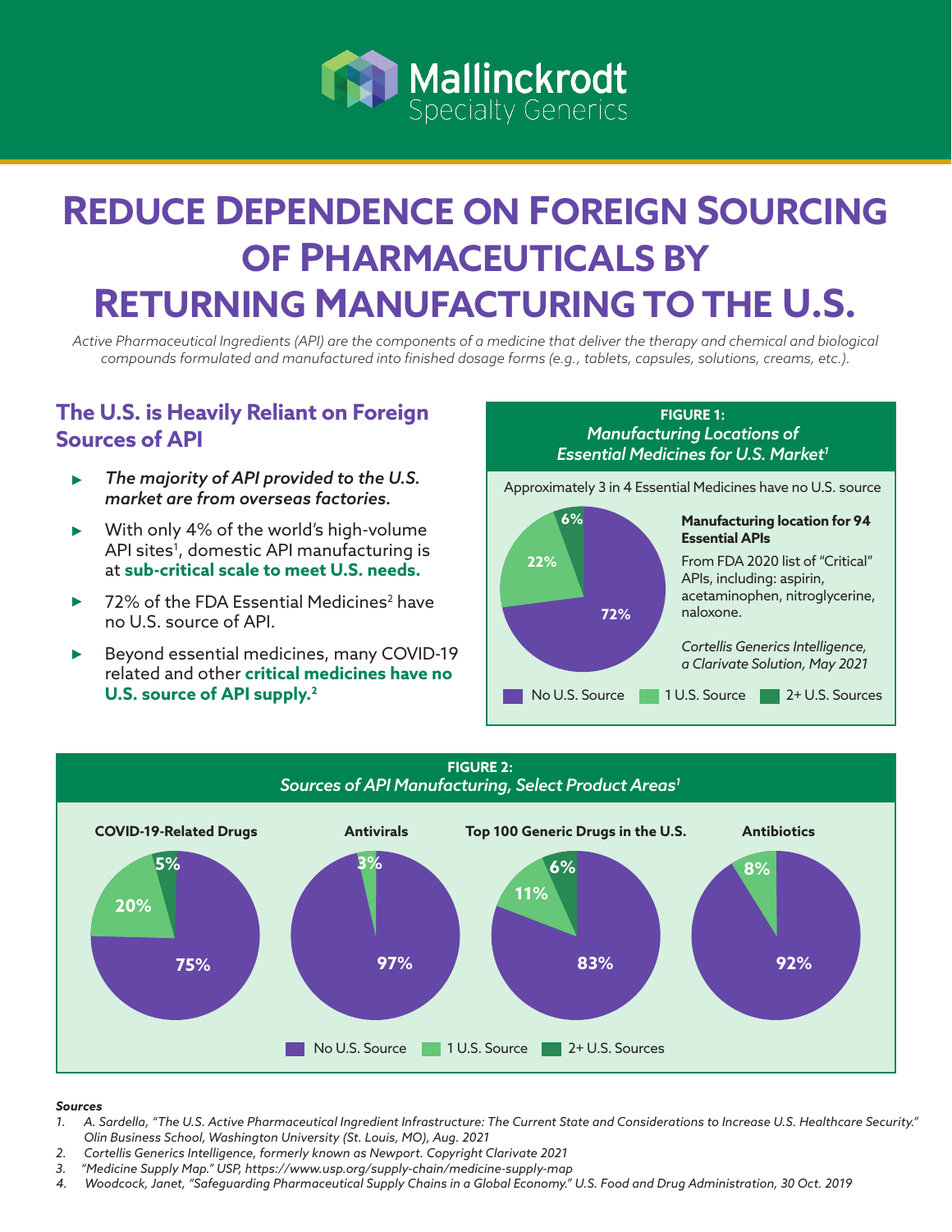Mallinckrodt
Specialty Generics

# Reduce Dependence on Foreign Sourcing of Pharmaceuticals by Returning Manufacturing to the U.S.

*Active Pharmaceutical Ingredients (API) are the components of a medicine that deliver the therapy and chemical and biological compounds formulated and manufactured into finished dosage forms (e.g., tablets, capsules, solutions, creams, etc.).*

## The U.S. is Heavily Reliant on Foreign Sources of API

- *The majority of API provided to the U.S. market are from overseas factories.*
- With only 4% of the world's high-volume API sites[1], domestic API manufacturing is at **sub-critical scale to meet U.S. needs.**
- 72% of the FDA Essential Medicines[2] have no U.S. source of API.
- Beyond essential medicines, many COVID-19 related and other **critical medicines have no U.S. source of API supply.[2]**

**FIGURE 1:**
*Manufacturing Locations of Essential Medicines for U.S. Market[1]*

Approximately 3 in 4 Essential Medicines have no U.S. source

**Manufacturing location for 94 Essential APIs**

From FDA 2020 list of "Critical" APIs, including: aspirin, acetaminophen, nitroglycerine, naloxone.

*Cortellis Generics Intelligence, a Clarivate Solution, May 2021*

| | No U.S. Source | 1 U.S. Source | 2+ U.S. Sources |
|---|---|---|---|
| Essential APIs | 72% | 22% | 6% |

**FIGURE 2:**
*Sources of API Manufacturing, Select Product Areas[1]*

| Product Area | No U.S. Source | 1 U.S. Source | 2+ U.S. Sources |
|---|---|---|---|
| COVID-19-Related Drugs | 75% | 20% | 5% |
| Antivirals | 97% | 3% | |
| Top 100 Generic Drugs in the U.S. | 83% | 11% | 6% |
| Antibiotics | 92% | 8% | |

***Sources***

1. *A. Sardella, "The U.S. Active Pharmaceutical Ingredient Infrastructure: The Current State and Considerations to Increase U.S. Healthcare Security." Olin Business School, Washington University (St. Louis, MO), Aug. 2021*
2. *Cortellis Generics Intelligence, formerly known as Newport. Copyright Clarivate 2021*
3. *"Medicine Supply Map." USP, https://www.usp.org/supply-chain/medicine-supply-map*
4. *Woodcock, Janet, "Safeguarding Pharmaceutical Supply Chains in a Global Economy." U.S. Food and Drug Administration, 30 Oct. 2019*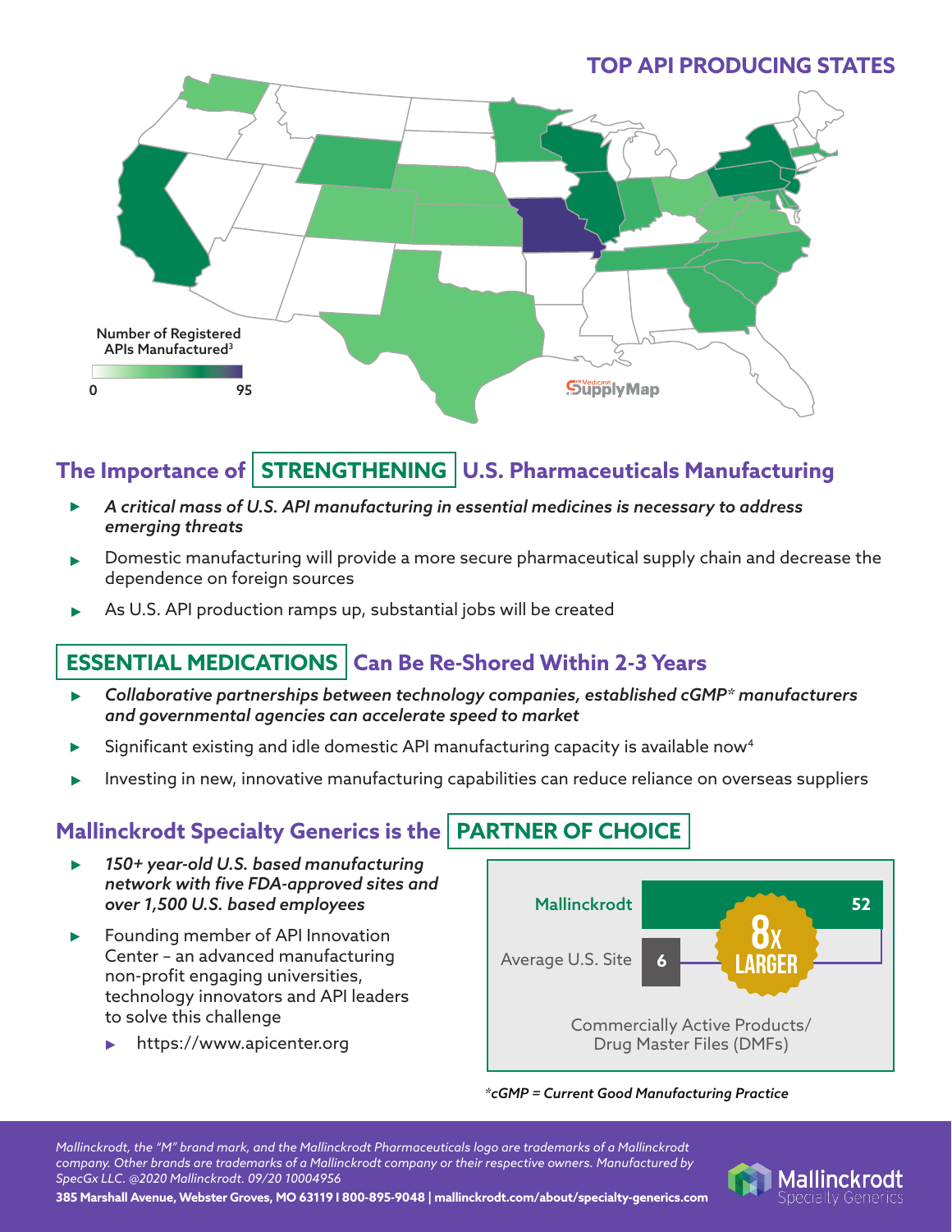## TOP API PRODUCING STATES

Number of Registered APIs Manufactured[3]

0

95

Medicine SupplyMap

## The Importance of STRENGTHENING U.S. Pharmaceuticals Manufacturing

- *A critical mass of U.S. API manufacturing in essential medicines is necessary to address emerging threats*
- Domestic manufacturing will provide a more secure pharmaceutical supply chain and decrease the dependence on foreign sources
- As U.S. API production ramps up, substantial jobs will be created

## ESSENTIAL MEDICATIONS Can Be Re-Shored Within 2-3 Years

- *Collaborative partnerships between technology companies, established cGMP* manufacturers and governmental agencies can accelerate speed to market*
- Significant existing and idle domestic API manufacturing capacity is available now[4]
- Investing in new, innovative manufacturing capabilities can reduce reliance on overseas suppliers

## Mallinckrodt Specialty Generics is the PARTNER OF CHOICE

- *150+ year-old U.S. based manufacturing network with five FDA-approved sites and over 1,500 U.S. based employees*
- Founding member of API Innovation Center – an advanced manufacturing non-profit engaging universities, technology innovators and API leaders to solve this challenge
  - https://www.apicenter.org

Mallinckrodt 52

Average U.S. Site 6

8X LARGER

Commercially Active Products/ Drug Master Files (DMFs)

**cGMP = Current Good Manufacturing Practice*

*Mallinckrodt, the "M" brand mark, and the Mallinckrodt Pharmaceuticals logo are trademarks of a Mallinckrodt company. Other brands are trademarks of a Mallinckrodt company or their respective owners. Manufactured by SpecGx LLC. @2020 Mallinckrodt. 09/20 10004956*

**385 Marshall Avenue, Webster Groves, MO 63119 I 800-895-9048 | mallinckrodt.com/about/specialty-generics.com**

Mallinckrodt Specialty Generics